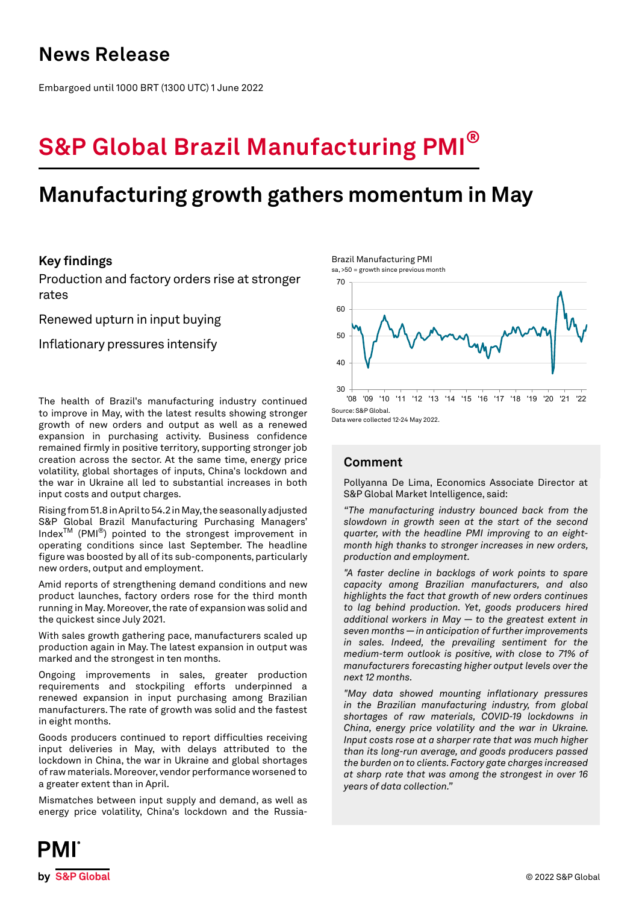# News Release

Embargoed until 1000 BRT (1300 UTC) 1 June 2022

# S&P Global Brazil Manufacturing PMI®

## Manufacturing growth gathers momentum in May

### Key findings

Production and factory orders rise at stronger rates

Renewed upturn in input buying

Inflationary pressures intensify

Brazil Manufacturing PMI
sa, >50 = growth since previous month

Source: S&P Global.
Data were collected 12-24 May 2022.

The health of Brazil's manufacturing industry continued to improve in May, with the latest results showing stronger growth of new orders and output as well as a renewed expansion in purchasing activity. Business confidence remained firmly in positive territory, supporting stronger job creation across the sector. At the same time, energy price volatility, global shortages of inputs, China's lockdown and the war in Ukraine all led to substantial increases in both input costs and output charges.

Rising from 51.8 in April to 54.2 in May, the seasonally adjusted S&P Global Brazil Manufacturing Purchasing Managers' Index™ (PMI®) pointed to the strongest improvement in operating conditions since last September. The headline figure was boosted by all of its sub-components, particularly new orders, output and employment.

Amid reports of strengthening demand conditions and new product launches, factory orders rose for the third month running in May. Moreover, the rate of expansion was solid and the quickest since July 2021.

With sales growth gathering pace, manufacturers scaled up production again in May. The latest expansion in output was marked and the strongest in ten months.

Ongoing improvements in sales, greater production requirements and stockpiling efforts underpinned a renewed expansion in input purchasing among Brazilian manufacturers. The rate of growth was solid and the fastest in eight months.

Goods producers continued to report difficulties receiving input deliveries in May, with delays attributed to the lockdown in China, the war in Ukraine and global shortages of raw materials. Moreover, vendor performance worsened to a greater extent than in April.

Mismatches between input supply and demand, as well as energy price volatility, China's lockdown and the Russia-

### Comment

Pollyanna De Lima, Economics Associate Director at S&P Global Market Intelligence, said:

*"The manufacturing industry bounced back from the slowdown in growth seen at the start of the second quarter, with the headline PMI improving to an eight-month high thanks to stronger increases in new orders, production and employment.*

*"A faster decline in backlogs of work points to spare capacity among Brazilian manufacturers, and also highlights the fact that growth of new orders continues to lag behind production. Yet, goods producers hired additional workers in May — to the greatest extent in seven months — in anticipation of further improvements in sales. Indeed, the prevailing sentiment for the medium-term outlook is positive, with close to 71% of manufacturers forecasting higher output levels over the next 12 months.*

*"May data showed mounting inflationary pressures in the Brazilian manufacturing industry, from global shortages of raw materials, COVID-19 lockdowns in China, energy price volatility and the war in Ukraine. Input costs rose at a sharper rate that was much higher than its long-run average, and goods producers passed the burden on to clients. Factory gate charges increased at sharp rate that was among the strongest in over 16 years of data collection."*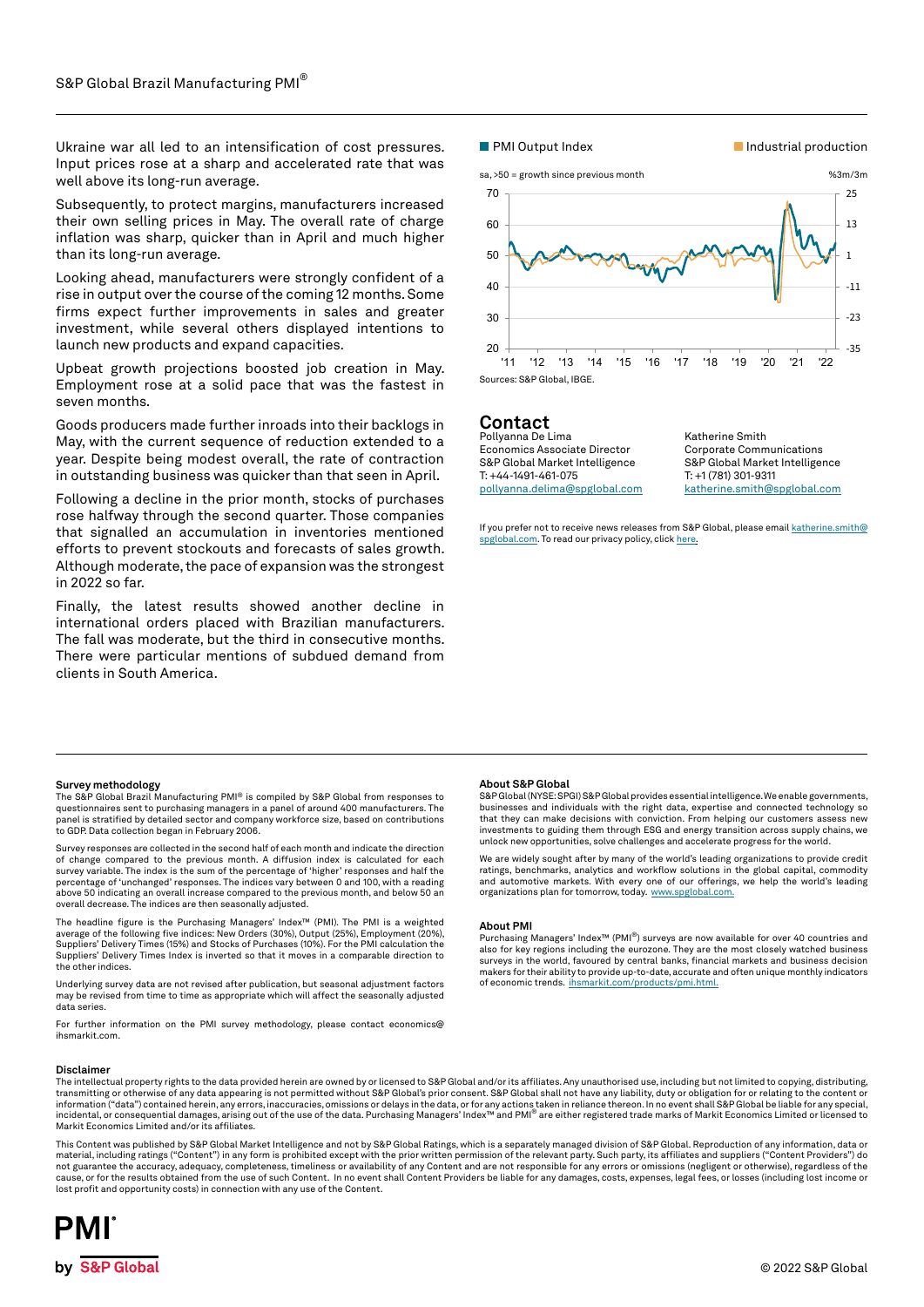Ukraine war all led to an intensification of cost pressures. Input prices rose at a sharp and accelerated rate that was well above its long-run average.

Subsequently, to protect margins, manufacturers increased their own selling prices in May. The overall rate of charge inflation was sharp, quicker than in April and much higher than its long-run average.

Looking ahead, manufacturers were strongly confident of a rise in output over the course of the coming 12 months. Some firms expect further improvements in sales and greater investment, while several others displayed intentions to launch new products and expand capacities.

Upbeat growth projections boosted job creation in May. Employment rose at a solid pace that was the fastest in seven months.

Goods producers made further inroads into their backlogs in May, with the current sequence of reduction extended to a year. Despite being modest overall, the rate of contraction in outstanding business was quicker than that seen in April.

Following a decline in the prior month, stocks of purchases rose halfway through the second quarter. Those companies that signalled an accumulation in inventories mentioned efforts to prevent stockouts and forecasts of sales growth. Although moderate, the pace of expansion was the strongest in 2022 so far.

Finally, the latest results showed another decline in international orders placed with Brazilian manufacturers. The fall was moderate, but the third in consecutive months. There were particular mentions of subdued demand from clients in South America.

PMI Output Index
Industrial production
sa, >50 = growth since previous month
%3m/3m
70
60
50
40
30
20
25
13
1
-11
-23
-35
'11 '12 '13 '14 '15 '16 '17 '18 '19 '20 '21 '22

Sources: S&P Global, IBGE.

## Contact

Pollyanna De Lima
Economics Associate Director
S&P Global Market Intelligence
T: +44-1491-461-075
pollyanna.delima@spglobal.com

Katherine Smith
Corporate Communications
S&P Global Market Intelligence
T: +1 (781) 301-9311
katherine.smith@spglobal.com

If you prefer not to receive news releases from S&P Global, please email katherine.smith@spglobal.com. To read our privacy policy, click here.

### Survey methodology

The S&P Global Brazil Manufacturing PMI® is compiled by S&P Global from responses to questionnaires sent to purchasing managers in a panel of around 400 manufacturers. The panel is stratified by detailed sector and company workforce size, based on contributions to GDP. Data collection began in February 2006.

Survey responses are collected in the second half of each month and indicate the direction of change compared to the previous month. A diffusion index is calculated for each survey variable. The index is the sum of the percentage of 'higher' responses and half the percentage of 'unchanged' responses. The indices vary between 0 and 100, with a reading above 50 indicating an overall increase compared to the previous month, and below 50 an overall decrease. The indices are then seasonally adjusted.

The headline figure is the Purchasing Managers' Index™ (PMI). The PMI is a weighted average of the following five indices: New Orders (30%), Output (25%), Employment (20%), Suppliers' Delivery Times (15%) and Stocks of Purchases (10%). For the PMI calculation the Suppliers' Delivery Times Index is inverted so that it moves in a comparable direction to the other indices.

Underlying survey data are not revised after publication, but seasonal adjustment factors may be revised from time to time as appropriate which will affect the seasonally adjusted data series.

For further information on the PMI survey methodology, please contact economics@ihsmarkit.com.

### About S&P Global

S&P Global (NYSE: SPGI) S&P Global provides essential intelligence. We enable governments, businesses and individuals with the right data, expertise and connected technology so that they can make decisions with conviction. From helping our customers assess new investments to guiding them through ESG and energy transition across supply chains, we unlock new opportunities, solve challenges and accelerate progress for the world.

We are widely sought after by many of the world's leading organizations to provide credit ratings, benchmarks, analytics and workflow solutions in the global capital, commodity and automotive markets. With every one of our offerings, we help the world's leading organizations plan for tomorrow, today. www.spglobal.com.

### About PMI

Purchasing Managers' Index™ (PMI®) surveys are now available for over 40 countries and also for key regions including the eurozone. They are the most closely watched business surveys in the world, favoured by central banks, financial markets and business decision makers for their ability to provide up-to-date, accurate and often unique monthly indicators of economic trends. ihsmarkit.com/products/pmi.html.

### Disclaimer

The intellectual property rights to the data provided herein are owned by or licensed to S&P Global and/or its affiliates. Any unauthorised use, including but not limited to copying, distributing, transmitting or otherwise of any data appearing is not permitted without S&P Global's prior consent. S&P Global shall not have any liability, duty or obligation for or relating to the content or information ("data") contained herein, any errors, inaccuracies, omissions or delays in the data, or for any actions taken in reliance thereon. In no event shall S&P Global be liable for any special, incidental, or consequential damages, arising out of the use of the data. Purchasing Managers' Index™ and PMI® are either registered trade marks of Markit Economics Limited or licensed to Markit Economics Limited and/or its affiliates.

This Content was published by S&P Global Market Intelligence and not by S&P Global Ratings, which is a separately managed division of S&P Global. Reproduction of any information, data or material, including ratings ("Content") in any form is prohibited except with the prior written permission of the relevant party. Such party, its affiliates and suppliers ("Content Providers") do not guarantee the accuracy, adequacy, completeness, timeliness or availability of any Content and are not responsible for any errors or omissions (negligent or otherwise), regardless of the cause, or for the results obtained from the use of such Content. In no event shall Content Providers be liable for any damages, costs, expenses, legal fees, or losses (including lost income or lost profit and opportunity costs) in connection with any use of the Content.

PMI by S&P Global

© 2022 S&P Global